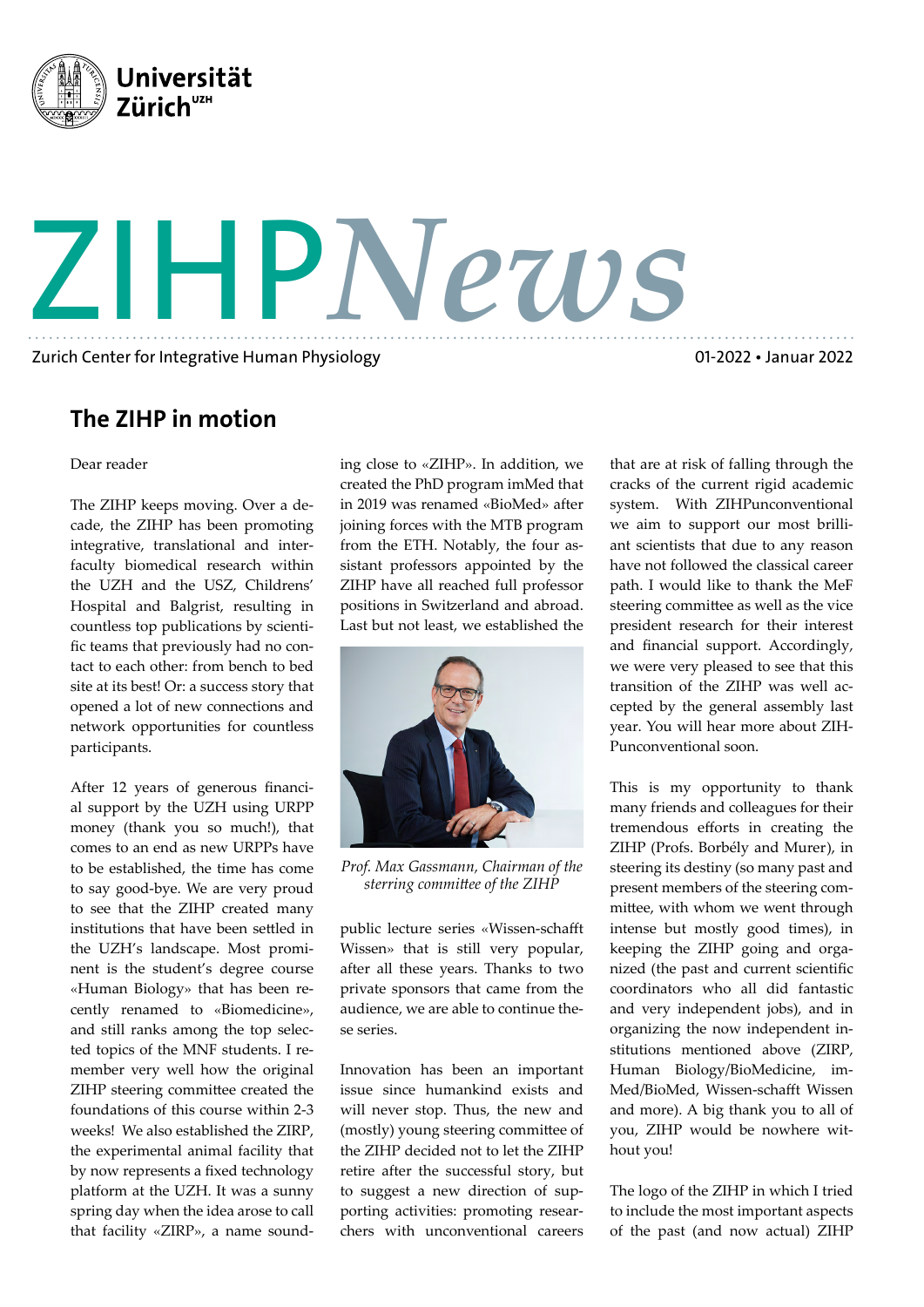# ZIHPNews

Zurich Center for Integrative Human Physiology

01-2022 • Januar 2022

## The ZIHP in motion

Dear reader

The ZIHP keeps moving. Over a decade, the ZIHP has been promoting integrative, translational and interfaculty biomedical research within the UZH and the USZ, Childrens' Hospital and Balgrist, resulting in countless top publications by scientific teams that previously had no contact to each other: from bench to bed site at its best! Or: a success story that opened a lot of new connections and network opportunities for countless participants.

After 12 years of generous financial support by the UZH using URPP money (thank you so much!), that comes to an end as new URPPs have to be established, the time has come to say good-bye. We are very proud to see that the ZIHP created many institutions that have been settled in the UZH's landscape. Most prominent is the student's degree course «Human Biology» that has been recently renamed to «Biomedicine», and still ranks among the top selected topics of the MNF students. I remember very well how the original ZIHP steering committee created the foundations of this course within 2-3 weeks! We also established the ZIRP, the experimental animal facility that by now represents a fixed technology platform at the UZH. It was a sunny spring day when the idea arose to call that facility «ZIRP», a name sounding close to «ZIHP». In addition, we created the PhD program imMed that in 2019 was renamed «BioMed» after joining forces with the MTB program from the ETH. Notably, the four assistant professors appointed by the ZIHP have all reached full professor positions in Switzerland and abroad. Last but not least, we established the public lecture series «Wissen-schafft Wissen» that is still very popular, after all these years. Thanks to two private sponsors that came from the audience, we are able to continue these series.

*Prof. Max Gassmann, Chairman of the sterring committee of the ZIHP*

Innovation has been an important issue since humankind exists and will never stop. Thus, the new and (mostly) young steering committee of the ZIHP decided not to let the ZIHP retire after the successful story, but to suggest a new direction of supporting activities: promoting researchers with unconventional careers that are at risk of falling through the cracks of the current rigid academic system. With ZIHPunconventional we aim to support our most brilliant scientists that due to any reason have not followed the classical career path. I would like to thank the MeF steering committee as well as the vice president research for their interest and financial support. Accordingly, we were very pleased to see that this transition of the ZIHP was well accepted by the general assembly last year. You will hear more about ZIHPunconventional soon.

This is my opportunity to thank many friends and colleagues for their tremendous efforts in creating the ZIHP (Profs. Borbély and Murer), in steering its destiny (so many past and present members of the steering committee, with whom we went through intense but mostly good times), in keeping the ZIHP going and organized (the past and current scientific coordinators who all did fantastic and very independent jobs), and in organizing the now independent institutions mentioned above (ZIRP, Human Biology/BioMedicine, imMed/BioMed, Wissen-schafft Wissen and more). A big thank you to all of you, ZIHP would be nowhere without you!

The logo of the ZIHP in which I tried to include the most important aspects of the past (and now actual) ZIHP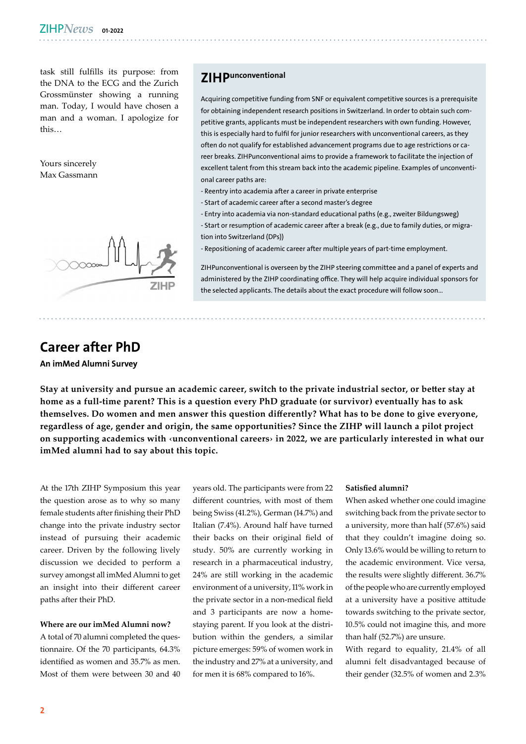task still fulfills its purpose: from the DNA to the ECG and the Zurich Grossmünster showing a running man. Today, I would have chosen a man and a woman. I apologize for this…

Yours sincerely
Max Gassmann

## ZIHP[unconventional]

Acquiring competitive funding from SNF or equivalent competitive sources is a prerequisite for obtaining independent research positions in Switzerland. In order to obtain such competitive grants, applicants must be independent researchers with own funding. However, this is especially hard to fulfil for junior researchers with unconventional careers, as they often do not qualify for established advancement programs due to age restrictions or career breaks. ZIHPunconventional aims to provide a framework to facilitate the injection of excellent talent from this stream back into the academic pipeline. Examples of unconventional career paths are:

- Reentry into academia after a career in private enterprise
- Start of academic career after a second master's degree
- Entry into academia via non-standard educational paths (e.g., zweiter Bildungsweg)
- Start or resumption of academic career after a break (e.g., due to family duties, or migration into Switzerland (DPs))
- Repositioning of academic career after multiple years of part-time employment.

ZIHPunconventional is overseen by the ZIHP steering committee and a panel of experts and administered by the ZIHP coordinating office. They will help acquire individual sponsors for the selected applicants. The details about the exact procedure will follow soon…

# Career after PhD

**An imMed Alumni Survey**

**Stay at university and pursue an academic career, switch to the private industrial sector, or better stay at home as a full-time parent? This is a question every PhD graduate (or survivor) eventually has to ask themselves. Do women and men answer this question differently? What has to be done to give everyone, regardless of age, gender and origin, the same opportunities? Since the ZIHP will launch a pilot project on supporting academics with ‹unconventional careers› in 2022, we are particularly interested in what our imMed alumni had to say about this topic.**

At the 17th ZIHP Symposium this year the question arose as to why so many female students after finishing their PhD change into the private industry sector instead of pursuing their academic career. Driven by the following lively discussion we decided to perform a survey amongst all imMed Alumni to get an insight into their different career paths after their PhD.

**Where are our imMed Alumni now?**

A total of 70 alumni completed the questionnaire. Of the 70 participants, 64.3% identified as women and 35.7% as men. Most of them were between 30 and 40 years old. The participants were from 22 different countries, with most of them being Swiss (41.2%), German (14.7%) and Italian (7.4%). Around half have turned their backs on their original field of study. 50% are currently working in research in a pharmaceutical industry, 24% are still working in the academic environment of a university, 11% work in the private sector in a non-medical field and 3 participants are now a home-staying parent. If you look at the distribution within the genders, a similar picture emerges: 59% of women work in the industry and 27% at a university, and for men it is 68% compared to 16%.

**Satisfied alumni?**

When asked whether one could imagine switching back from the private sector to a university, more than half (57.6%) said that they couldn't imagine doing so. Only 13.6% would be willing to return to the academic environment. Vice versa, the results were slightly different. 36.7% of the people who are currently employed at a university have a positive attitude towards switching to the private sector, 10.5% could not imagine this, and more than half (52.7%) are unsure.

With regard to equality, 21.4% of all alumni felt disadvantaged because of their gender (32.5% of women and 2.3%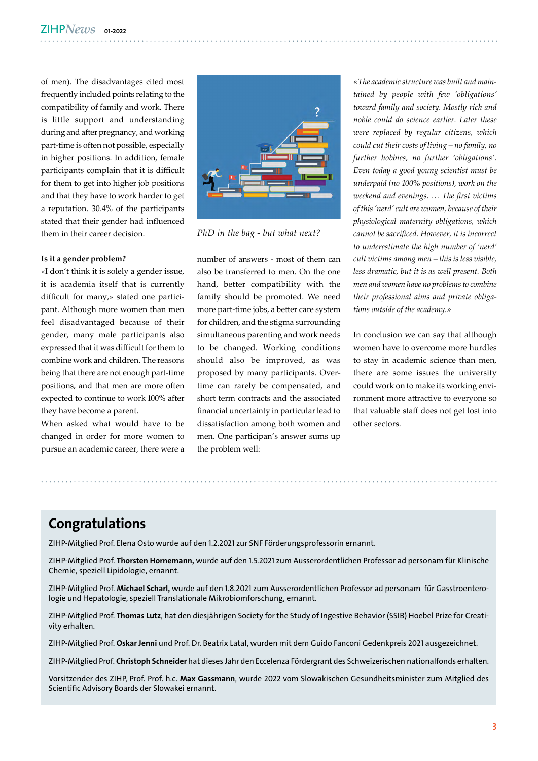of men). The disadvantages cited most frequently included points relating to the compatibility of family and work. There is little support and understanding during and after pregnancy, and working part-time is often not possible, especially in higher positions. In addition, female participants complain that it is difficult for them to get into higher job positions and that they have to work harder to get a reputation. 30.4% of the participants stated that their gender had influenced them in their career decision.

**Is it a gender problem?**

«I don't think it is solely a gender issue, it is academia itself that is currently difficult for many,» stated one participant. Although more women than men feel disadvantaged because of their gender, many male participants also expressed that it was difficult for them to combine work and children. The reasons being that there are not enough part-time positions, and that men are more often expected to continue to work 100% after they have become a parent.

When asked what would have to be changed in order for more women to pursue an academic career, there were a number of answers - most of them can also be transferred to men. On the one hand, better compatibility with the family should be promoted. We need more part-time jobs, a better care system for children, and the stigma surrounding simultaneous parenting and work needs to be changed. Working conditions should also be improved, as was proposed by many participants. Overtime can rarely be compensated, and short term contracts and the associated financial uncertainty in particular lead to dissatisfaction among both women and men. One participan's answer sums up the problem well:

*PhD in the bag - but what next?*

*«The academic structure was built and maintained by people with few 'obligations' toward family and society. Mostly rich and noble could do science earlier. Later these were replaced by regular citizens, which could cut their costs of living – no family, no further hobbies, no further 'obligations'. Even today a good young scientist must be underpaid (no 100% positions), work on the weekend and evenings. … The first victims of this 'nerd' cult are women, because of their physiological maternity obligations, which cannot be sacrificed. However, it is incorrect to underestimate the high number of 'nerd' cult victims among men – this is less visible, less dramatic, but it is as well present. Both men and women have no problems to combine their professional aims and private obligations outside of the academy.»*

In conclusion we can say that although women have to overcome more hurdles to stay in academic science than men, there are some issues the university could work on to make its working environment more attractive to everyone so that valuable staff does not get lost into other sectors.

## Congratulations

ZIHP-Mitglied Prof. Elena Osto wurde auf den 1.2.2021 zur SNF Förderungsprofessorin ernannt.

ZIHP-Mitglied Prof. **Thorsten Hornemann,** wurde auf den 1.5.2021 zum Ausserordentlichen Professor ad personam für Klinische Chemie, speziell Lipidologie, ernannt.

ZIHP-Mitglied Prof. **Michael Scharl,** wurde auf den 1.8.2021 zum Ausserordentlichen Professor ad personam für Gasstroenterologie und Hepatologie, speziell Translationale Mikrobiomforschung, ernannt.

ZIHP-Mitglied Prof. **Thomas Lutz**, hat den diesjährigen Society for the Study of Ingestive Behavior (SSIB) Hoebel Prize for Creativity erhalten.

ZIHP-Mitglied Prof. **Oskar Jenni** und Prof. Dr. Beatrix Latal, wurden mit dem Guido Fanconi Gedenkpreis 2021 ausgezeichnet.

ZIHP-Mitglied Prof. **Christoph Schneider** hat dieses Jahr den Eccelenza Fördergrant des Schweizerischen nationalfonds erhalten.

Vorsitzender des ZIHP, Prof. Prof. h.c. **Max Gassmann**, wurde 2022 vom Slowakischen Gesundheitsminister zum Mitglied des Scientific Advisory Boards der Slowakei ernannt.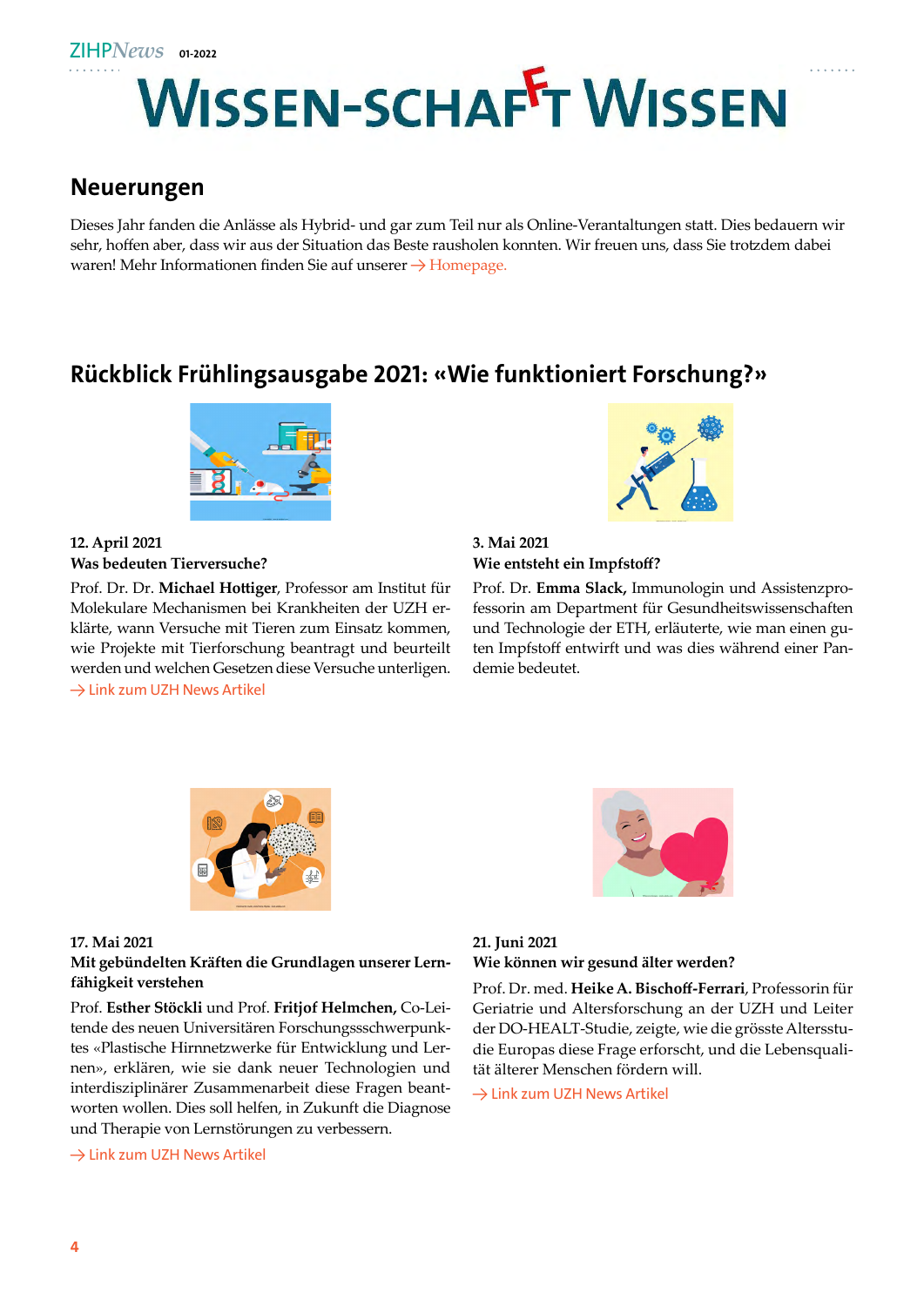// WISSEN-SCHAFFT WISSEN

## Neuerungen

Dieses Jahr fanden die Anlässe als Hybrid- und gar zum Teil nur als Online-Verantaltungen statt. Dies bedauern wir sehr, hoffen aber, dass wir aus der Situation das Beste rausholen konnten. Wir freuen uns, dass Sie trotzdem dabei waren! Mehr Informationen finden Sie auf unserer → Homepage.

## Rückblick Frühlingsausgabe 2021: «Wie funktioniert Forschung?»

**12. April 2021**
**Was bedeuten Tierversuche?**

Prof. Dr. Dr. **Michael Hottiger**, Professor am Institut für Molekulare Mechanismen bei Krankheiten der UZH erklärte, wann Versuche mit Tieren zum Einsatz kommen, wie Projekte mit Tierforschung beantragt und beurteilt werden und welchen Gesetzen diese Versuche unterligen.

→ Link zum UZH News Artikel

**3. Mai 2021**
**Wie entsteht ein Impfstoff?**

Prof. Dr. **Emma Slack,** Immunologin und Assistenzprofessorin am Department für Gesundheitswissenschaften und Technologie der ETH, erläuterte, wie man einen guten Impfstoff entwirft und was dies während einer Pandemie bedeutet.

**17. Mai 2021**
**Mit gebündelten Kräften die Grundlagen unserer Lernfähigkeit verstehen**

Prof. **Esther Stöckli** und Prof. **Fritjof Helmchen,** Co-Leitende des neuen Universitären Forschungssschwerpunktes «Plastische Hirnnetzwerke für Entwicklung und Lernen», erklären, wie sie dank neuer Technologien und interdisziplinärer Zusammenarbeit diese Fragen beantworten wollen. Dies soll helfen, in Zukunft die Diagnose und Therapie von Lernstörungen zu verbessern.

→ Link zum UZH News Artikel

**21. Juni 2021**
**Wie können wir gesund älter werden?**

Prof. Dr. med. **Heike A. Bischoff-Ferrari**, Professorin für Geriatrie und Altersforschung an der UZH und Leiter der DO-HEALT-Studie, zeigte, wie die grösste Altersstudie Europas diese Frage erforscht, und die Lebensqualität älterer Menschen fördern will.

→ Link zum UZH News Artikel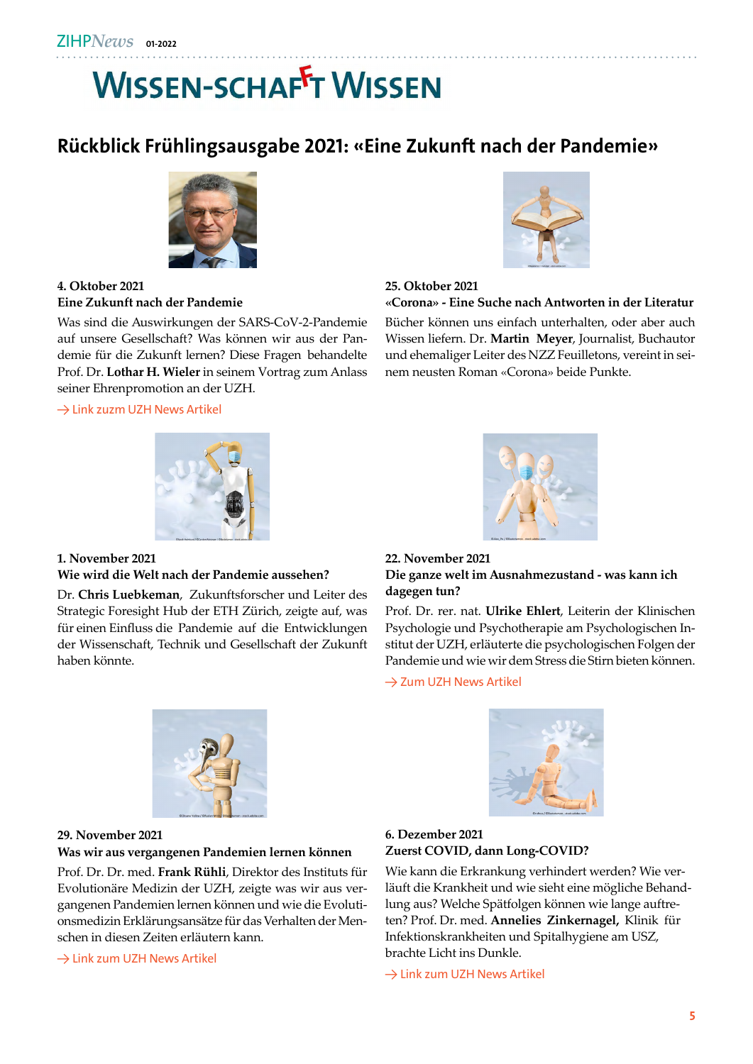# WISSEN-SCHAFFT WISSEN

## Rückblick Frühlingsausgabe 2021: «Eine Zukunft nach der Pandemie»

**4. Oktober 2021**
**Eine Zukunft nach der Pandemie**

Was sind die Auswirkungen der SARS-CoV-2-Pandemie auf unsere Gesellschaft? Was können wir aus der Pandemie für die Zukunft lernen? Diese Fragen behandelte Prof. Dr. **Lothar H. Wieler** in seinem Vortrag zum Anlass seiner Ehrenpromotion an der UZH.

→ Link zuzm UZH News Artikel

**25. Oktober 2021**
**«Corona» - Eine Suche nach Antworten in der Literatur**

Bücher können uns einfach unterhalten, oder aber auch Wissen liefern. Dr. **Martin Meyer**, Journalist, Buchautor und ehemaliger Leiter des NZZ Feuilletons, vereint in seinem neusten Roman «Corona» beide Punkte.

**1. November 2021**
**Wie wird die Welt nach der Pandemie aussehen?**

Dr. **Chris Luebkeman**, Zukunftsforscher und Leiter des Strategic Foresight Hub der ETH Zürich, zeigte auf, was für einen Einfluss die Pandemie auf die Entwicklungen der Wissenschaft, Technik und Gesellschaft der Zukunft haben könnte.

**22. November 2021**
**Die ganze welt im Ausnahmezustand - was kann ich dagegen tun?**

Prof. Dr. rer. nat. **Ulrike Ehlert**, Leiterin der Klinischen Psychologie und Psychotherapie am Psychologischen Institut der UZH, erläuterte die psychologischen Folgen der Pandemie und wie wir dem Stress die Stirn bieten können.

→ Zum UZH News Artikel

**29. November 2021**
**Was wir aus vergangenen Pandemien lernen können**

Prof. Dr. Dr. med. **Frank Rühli**, Direktor des Instituts für Evolutionäre Medizin der UZH, zeigte was wir aus vergangenen Pandemien lernen können und wie die Evolutionsmedizin Erklärungsansätze für das Verhalten der Menschen in diesen Zeiten erläutern kann.

→ Link zum UZH News Artikel

**6. Dezember 2021**
**Zuerst COVID, dann Long-COVID?**

Wie kann die Erkrankung verhindert werden? Wie verläuft die Krankheit und wie sieht eine mögliche Behandlung aus? Welche Spätfolgen können wie lange auftreten? Prof. Dr. med. **Annelies Zinkernagel,** Klinik für Infektionskrankheiten und Spitalhygiene am USZ, brachte Licht ins Dunkle.

→ Link zum UZH News Artikel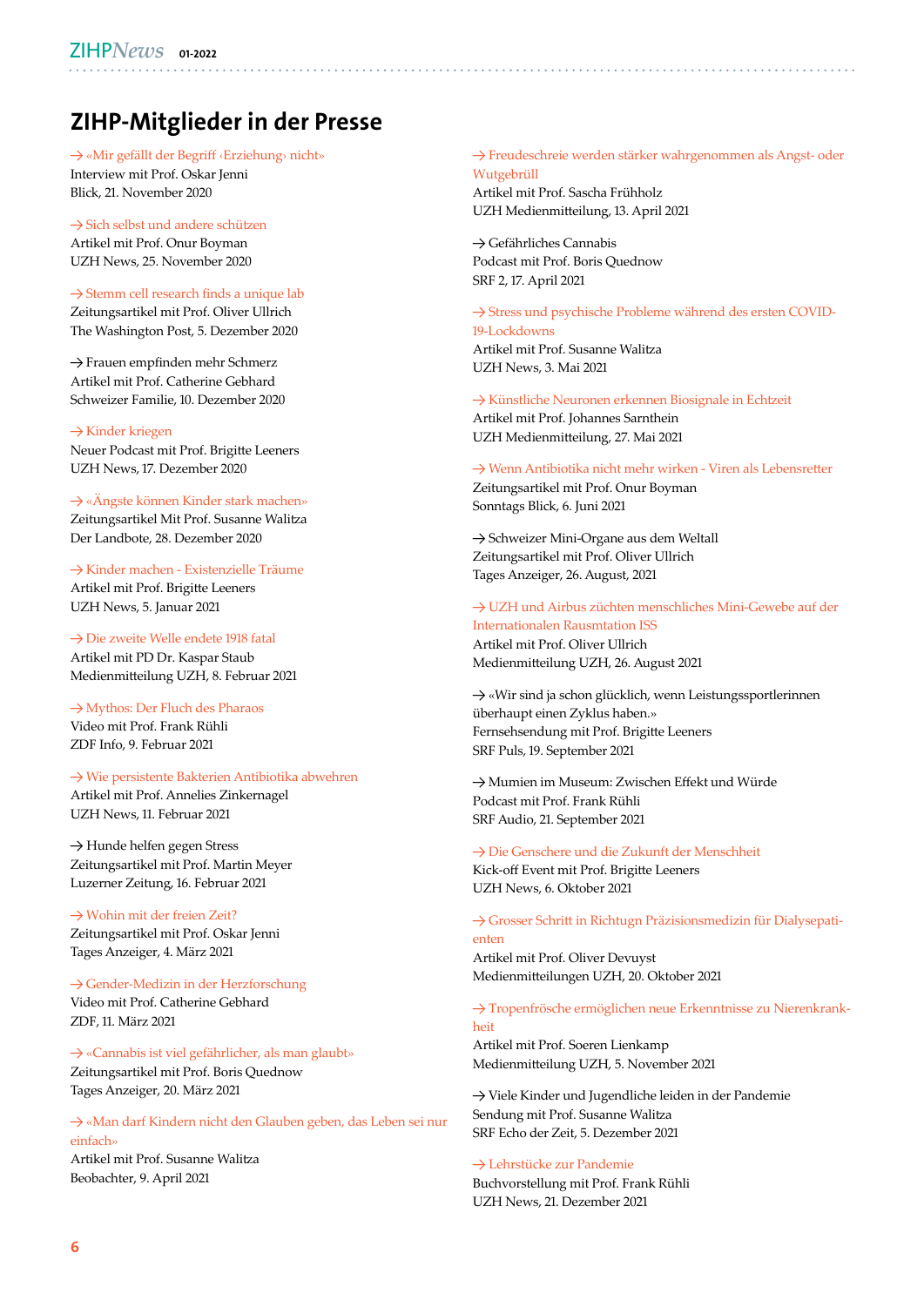# ZIHP-Mitglieder in der Presse

→ «Mir gefällt der Begriff ‹Erziehung› nicht»
Interview mit Prof. Oskar Jenni
Blick, 21. November 2020

→ Sich selbst und andere schützen
Artikel mit Prof. Onur Boyman
UZH News, 25. November 2020

→ Stemm cell research finds a unique lab
Zeitungsartikel mit Prof. Oliver Ullrich
The Washington Post, 5. Dezember 2020

→ Frauen empfinden mehr Schmerz
Artikel mit Prof. Catherine Gebhard
Schweizer Familie, 10. Dezember 2020

→ Kinder kriegen
Neuer Podcast mit Prof. Brigitte Leeners
UZH News, 17. Dezember 2020

→ «Ängste können Kinder stark machen»
Zeitungsartikel Mit Prof. Susanne Walitza
Der Landbote, 28. Dezember 2020

→ Kinder machen - Existenzielle Träume
Artikel mit Prof. Brigitte Leeners
UZH News, 5. Januar 2021

→ Die zweite Welle endete 1918 fatal
Artikel mit PD Dr. Kaspar Staub
Medienmitteilung UZH, 8. Februar 2021

→ Mythos: Der Fluch des Pharaos
Video mit Prof. Frank Rühli
ZDF Info, 9. Februar 2021

→ Wie persistente Bakterien Antibiotika abwehren
Artikel mit Prof. Annelies Zinkernagel
UZH News, 11. Februar 2021

→ Hunde helfen gegen Stress
Zeitungsartikel mit Prof. Martin Meyer
Luzerner Zeitung, 16. Februar 2021

→ Wohin mit der freien Zeit?
Zeitungsartikel mit Prof. Oskar Jenni
Tages Anzeiger, 4. März 2021

→ Gender-Medizin in der Herzforschung
Video mit Prof. Catherine Gebhard
ZDF, 11. März 2021

→ «Cannabis ist viel gefährlicher, als man glaubt»
Zeitungsartikel mit Prof. Boris Quednow
Tages Anzeiger, 20. März 2021

→ «Man darf Kindern nicht den Glauben geben, das Leben sei nur einfach»
Artikel mit Prof. Susanne Walitza
Beobachter, 9. April 2021

→ Freudeschreie werden stärker wahrgenommen als Angst- oder Wutgebrüll
Artikel mit Prof. Sascha Frühholz
UZH Medienmitteilung, 13. April 2021

→ Gefährliches Cannabis
Podcast mit Prof. Boris Quednow
SRF 2, 17. April 2021

→ Stress und psychische Probleme während des ersten COVID-19-Lockdowns
Artikel mit Prof. Susanne Walitza
UZH News, 3. Mai 2021

→ Künstliche Neuronen erkennen Biosignale in Echtzeit
Artikel mit Prof. Johannes Sarnthein
UZH Medienmitteilung, 27. Mai 2021

→ Wenn Antibiotika nicht mehr wirken - Viren als Lebensretter
Zeitungsartikel mit Prof. Onur Boyman
Sonntags Blick, 6. Juni 2021

→ Schweizer Mini-Organe aus dem Weltall
Zeitungsartikel mit Prof. Oliver Ullrich
Tages Anzeiger, 26. August, 2021

→ UZH und Airbus züchten menschliches Mini-Gewebe auf der Internationalen Rausmtation ISS
Artikel mit Prof. Oliver Ullrich
Medienmitteilung UZH, 26. August 2021

→ «Wir sind ja schon glücklich, wenn Leistungssportlerinnen überhaupt einen Zyklus haben.»
Fernsehsendung mit Prof. Brigitte Leeners
SRF Puls, 19. September 2021

→ Mumien im Museum: Zwischen Effekt und Würde
Podcast mit Prof. Frank Rühli
SRF Audio, 21. September 2021

→ Die Genschere und die Zukunft der Menschheit
Kick-off Event mit Prof. Brigitte Leeners
UZH News, 6. Oktober 2021

→ Grosser Schritt in Richtugn Präzisionsmedizin für Dialysepatienten
Artikel mit Prof. Oliver Devuyst
Medienmitteilungen UZH, 20. Oktober 2021

→ Tropenfrösche ermöglichen neue Erkenntnisse zu Nierenkrankheit
Artikel mit Prof. Soeren Lienkamp
Medienmitteilung UZH, 5. November 2021

→ Viele Kinder und Jugendliche leiden in der Pandemie
Sendung mit Prof. Susanne Walitza
SRF Echo der Zeit, 5. Dezember 2021

→ Lehrstücke zur Pandemie
Buchvorstellung mit Prof. Frank Rühli
UZH News, 21. Dezember 2021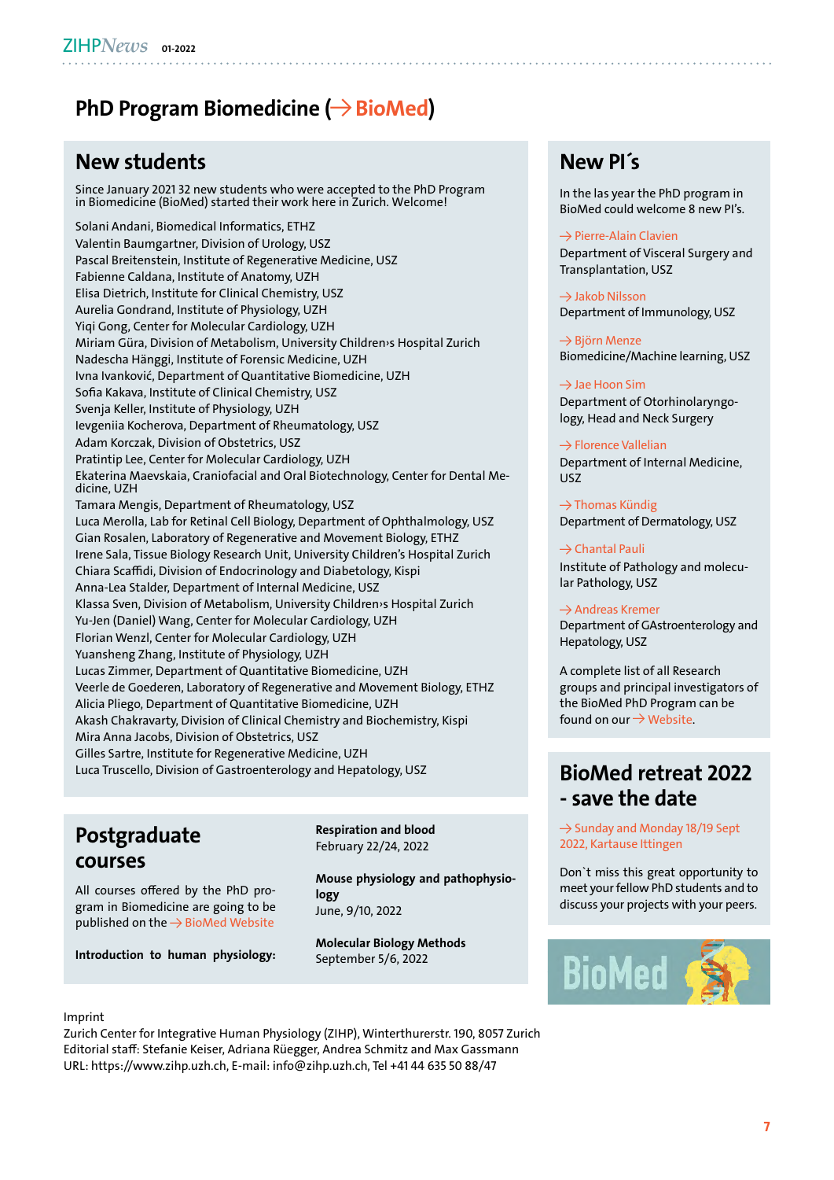# PhD Program Biomedicine (→ BioMed)

## New students

Since January 2021 32 new students who were accepted to the PhD Program in Biomedicine (BioMed) started their work here in Zurich. Welcome!

Solani Andani, Biomedical Informatics, ETHZ
Valentin Baumgartner, Division of Urology, USZ
Pascal Breitenstein, Institute of Regenerative Medicine, USZ
Fabienne Caldana, Institute of Anatomy, UZH
Elisa Dietrich, Institute for Clinical Chemistry, USZ
Aurelia Gondrand, Institute of Physiology, UZH
Yiqi Gong, Center for Molecular Cardiology, UZH
Miriam Güra, Division of Metabolism, University Children›s Hospital Zurich
Nadescha Hänggi, Institute of Forensic Medicine, UZH
Ivna Ivanković, Department of Quantitative Biomedicine, UZH
Sofia Kakava, Institute of Clinical Chemistry, USZ
Svenja Keller, Institute of Physiology, UZH
Ievgeniia Kocherova, Department of Rheumatology, USZ
Adam Korczak, Division of Obstetrics, USZ
Pratintip Lee, Center for Molecular Cardiology, UZH
Ekaterina Maevskaia, Craniofacial and Oral Biotechnology, Center for Dental Medicine, UZH
Tamara Mengis, Department of Rheumatology, USZ
Luca Merolla, Lab for Retinal Cell Biology, Department of Ophthalmology, USZ
Gian Rosalen, Laboratory of Regenerative and Movement Biology, ETHZ
Irene Sala, Tissue Biology Research Unit, University Children's Hospital Zurich
Chiara Scaffidi, Division of Endocrinology and Diabetology, Kispi
Anna-Lea Stalder, Department of Internal Medicine, USZ
Klassa Sven, Division of Metabolism, University Children›s Hospital Zurich
Yu-Jen (Daniel) Wang, Center for Molecular Cardiology, UZH
Florian Wenzl, Center for Molecular Cardiology, UZH
Yuansheng Zhang, Institute of Physiology, UZH
Lucas Zimmer, Department of Quantitative Biomedicine, UZH
Veerle de Goederen, Laboratory of Regenerative and Movement Biology, ETHZ
Alicia Pliego, Department of Quantitative Biomedicine, UZH
Akash Chakravarty, Division of Clinical Chemistry and Biochemistry, Kispi
Mira Anna Jacobs, Division of Obstetrics, USZ
Gilles Sartre, Institute for Regenerative Medicine, UZH
Luca Truscello, Division of Gastroenterology and Hepatology, USZ

## Postgraduate courses

All courses offered by the PhD program in Biomedicine are going to be published on the → BioMed Website

**Introduction to human physiology:**

**Respiration and blood**
February 22/24, 2022

**Mouse physiology and pathophysiology**
June, 9/10, 2022

**Molecular Biology Methods**
September 5/6, 2022

## New PI´s

In the las year the PhD program in BioMed could welcome 8 new PI's.

→ Pierre-Alain Clavien
Department of Visceral Surgery and Transplantation, USZ

→ Jakob Nilsson
Department of Immunology, USZ

→ Björn Menze
Biomedicine/Machine learning, USZ

→ Jae Hoon Sim
Department of Otorhinolaryngology, Head and Neck Surgery

→ Florence Vallelian
Department of Internal Medicine, USZ

→ Thomas Kündig
Department of Dermatology, USZ

→ Chantal Pauli
Institute of Pathology and molecular Pathology, USZ

→ Andreas Kremer
Department of GAstroenterology and Hepatology, USZ

A complete list of all Research groups and principal investigators of the BioMed PhD Program can be found on our → Website.

## BioMed retreat 2022 - save the date

→ Sunday and Monday 18/19 Sept 2022, Kartause Ittingen

Don`t miss this great opportunity to meet your fellow PhD students and to discuss your projects with your peers.

Imprint
Zurich Center for Integrative Human Physiology (ZIHP), Winterthurerstr. 190, 8057 Zurich
Editorial staff: Stefanie Keiser, Adriana Rüegger, Andrea Schmitz and Max Gassmann
URL: https://www.zihp.uzh.ch, E-mail: info@zihp.uzh.ch, Tel +41 44 635 50 88/47